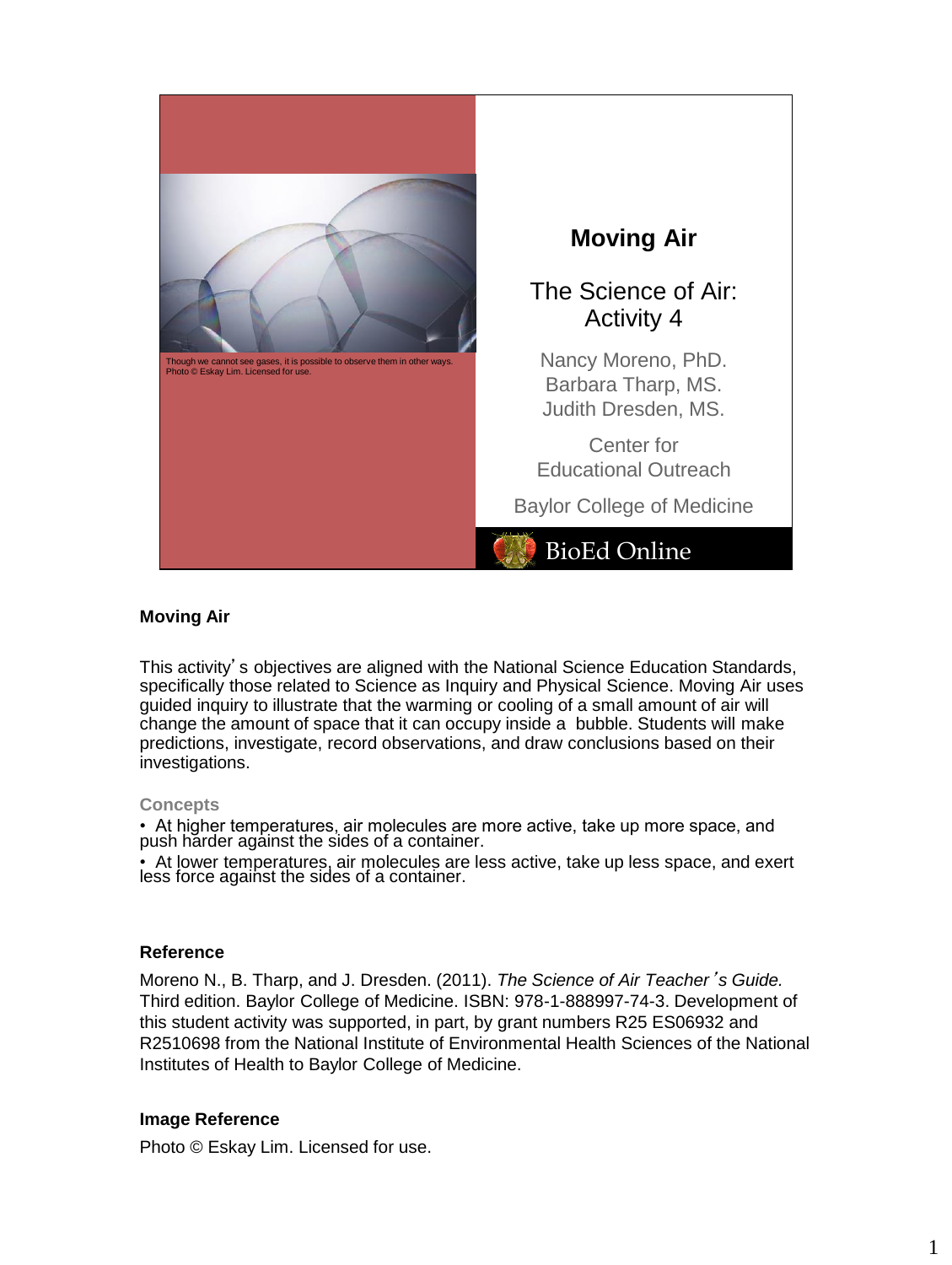Though we cannot see gases, it is possible to observe them in other ways.
Photo © Eskay Lim. Licensed for use.

# Moving Air

The Science of Air:
Activity 4

Nancy Moreno, PhD.
Barbara Tharp, MS.
Judith Dresden, MS.

Center for
Educational Outreach

Baylor College of Medicine

BioEd Online

## Moving Air

This activity's objectives are aligned with the National Science Education Standards, specifically those related to Science as Inquiry and Physical Science. Moving Air uses guided inquiry to illustrate that the warming or cooling of a small amount of air will change the amount of space that it can occupy inside a bubble. Students will make predictions, investigate, record observations, and draw conclusions based on their investigations.

### Concepts

- At higher temperatures, air molecules are more active, take up more space, and push harder against the sides of a container.
- At lower temperatures, air molecules are less active, take up less space, and exert less force against the sides of a container.

## Reference

Moreno N., B. Tharp, and J. Dresden. (2011). *The Science of Air Teacher's Guide.* Third edition. Baylor College of Medicine. ISBN: 978-1-888997-74-3. Development of this student activity was supported, in part, by grant numbers R25 ES06932 and R2510698 from the National Institute of Environmental Health Sciences of the National Institutes of Health to Baylor College of Medicine.

## Image Reference

Photo © Eskay Lim. Licensed for use.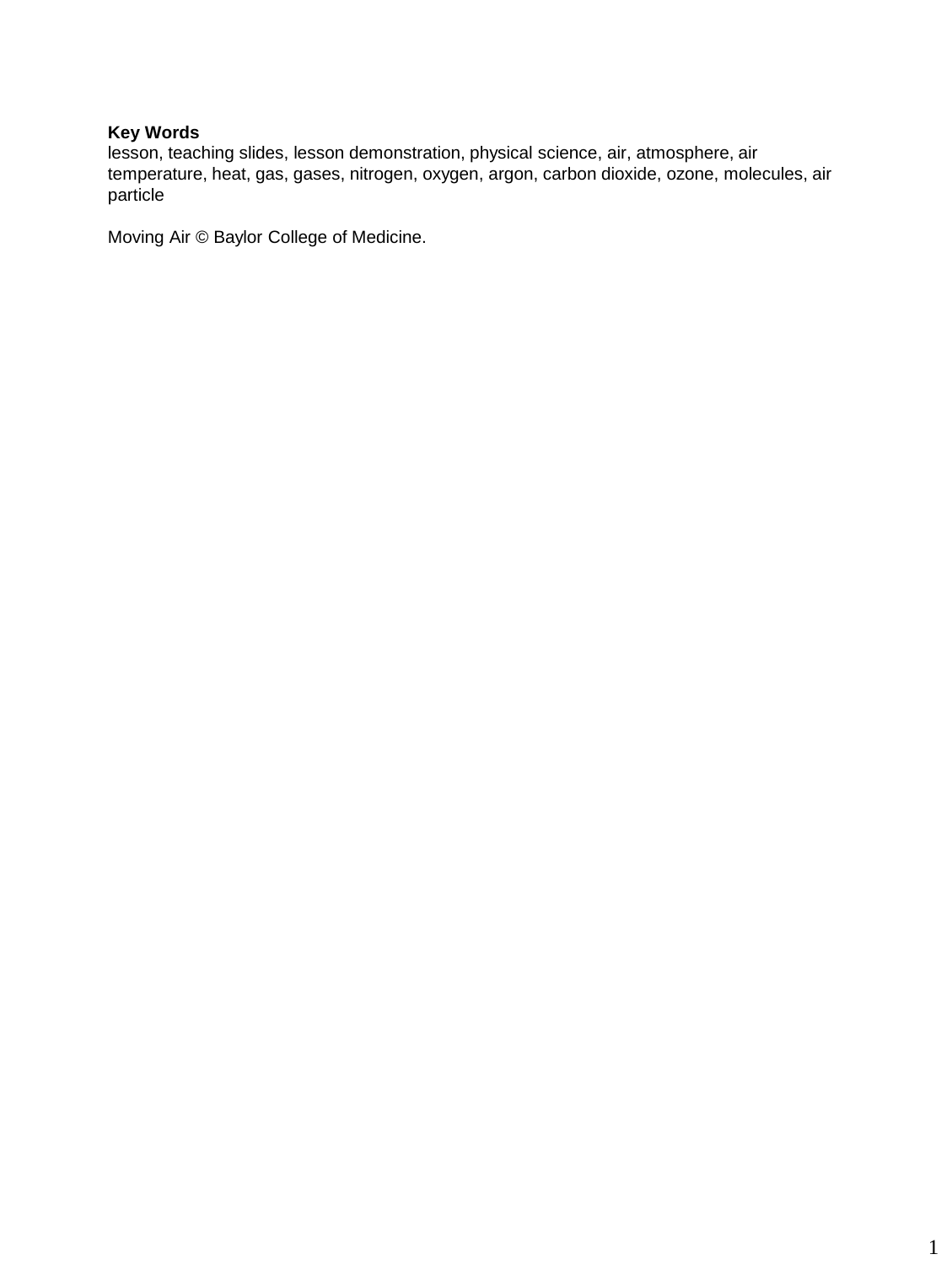**Key Words**
lesson, teaching slides, lesson demonstration, physical science, air, atmosphere, air temperature, heat, gas, gases, nitrogen, oxygen, argon, carbon dioxide, ozone, molecules, air particle

Moving Air © Baylor College of Medicine.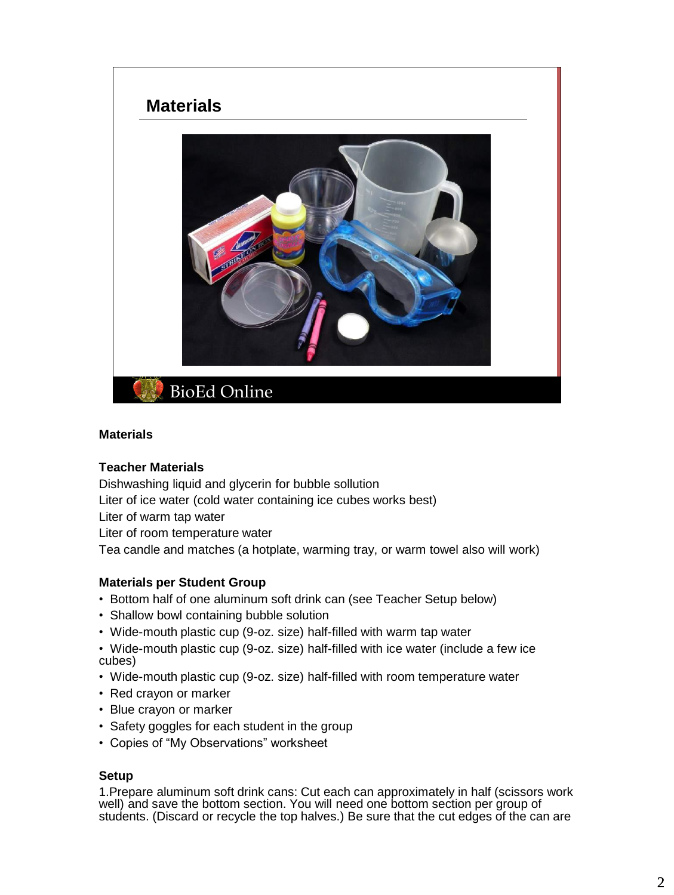## Materials

**Materials**

**Teacher Materials**

Dishwashing liquid and glycerin for bubble sollution
Liter of ice water (cold water containing ice cubes works best)
Liter of warm tap water
Liter of room temperature water
Tea candle and matches (a hotplate, warming tray, or warm towel also will work)

**Materials per Student Group**

- Bottom half of one aluminum soft drink can (see Teacher Setup below)
- Shallow bowl containing bubble solution
- Wide-mouth plastic cup (9-oz. size) half-filled with warm tap water
- Wide-mouth plastic cup (9-oz. size) half-filled with ice water (include a few ice cubes)
- Wide-mouth plastic cup (9-oz. size) half-filled with room temperature water
- Red crayon or marker
- Blue crayon or marker
- Safety goggles for each student in the group
- Copies of "My Observations" worksheet

**Setup**

1. Prepare aluminum soft drink cans: Cut each can approximately in half (scissors work well) and save the bottom section. You will need one bottom section per group of students. (Discard or recycle the top halves.) Be sure that the cut edges of the can are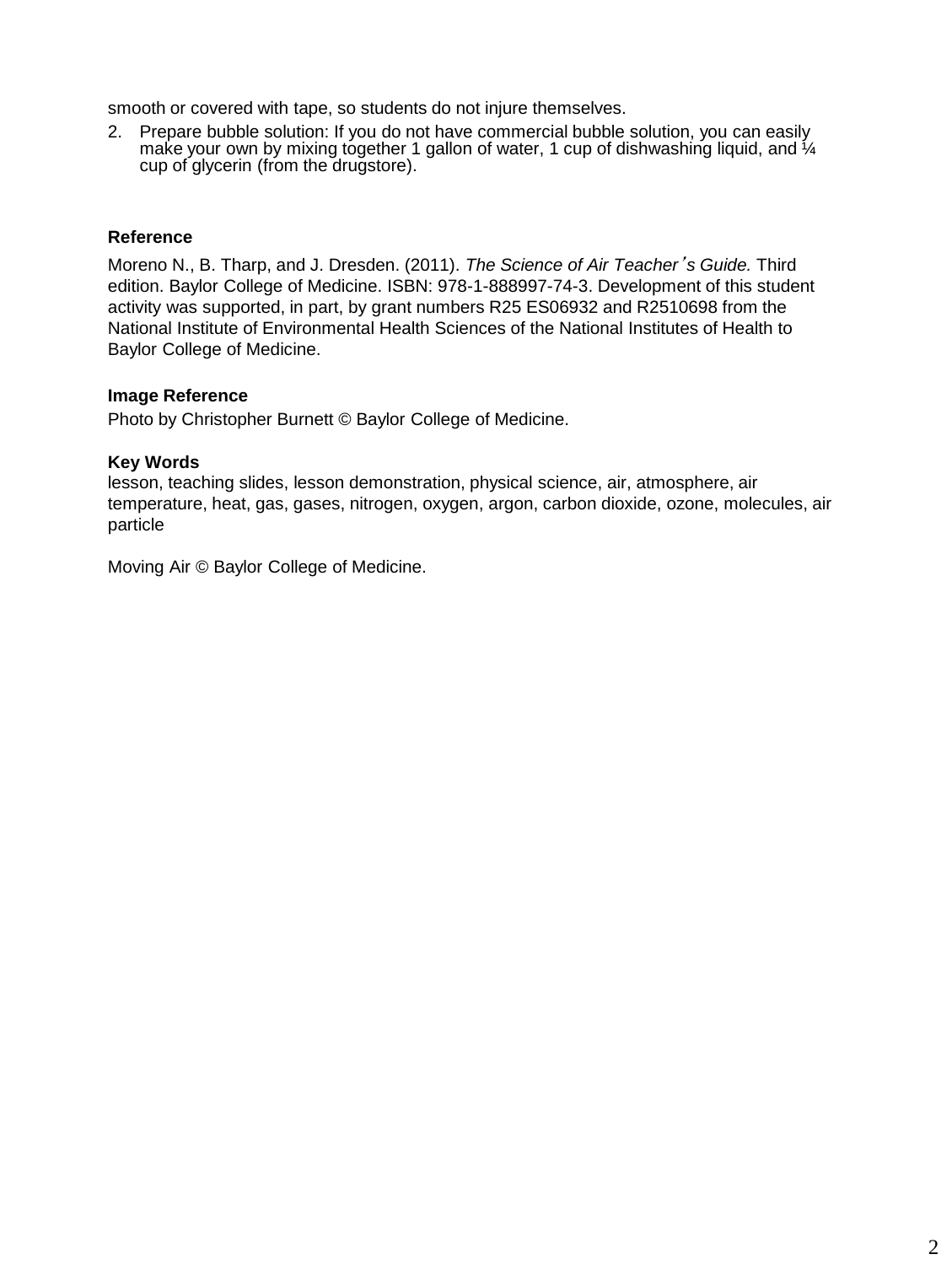smooth or covered with tape, so students do not injure themselves.

2. Prepare bubble solution: If you do not have commercial bubble solution, you can easily make your own by mixing together 1 gallon of water, 1 cup of dishwashing liquid, and ¼ cup of glycerin (from the drugstore).

**Reference**

Moreno N., B. Tharp, and J. Dresden. (2011). *The Science of Air Teacher's Guide.* Third edition. Baylor College of Medicine. ISBN: 978-1-888997-74-3. Development of this student activity was supported, in part, by grant numbers R25 ES06932 and R2510698 from the National Institute of Environmental Health Sciences of the National Institutes of Health to Baylor College of Medicine.

**Image Reference**

Photo by Christopher Burnett © Baylor College of Medicine.

**Key Words**

lesson, teaching slides, lesson demonstration, physical science, air, atmosphere, air temperature, heat, gas, gases, nitrogen, oxygen, argon, carbon dioxide, ozone, molecules, air particle

Moving Air © Baylor College of Medicine.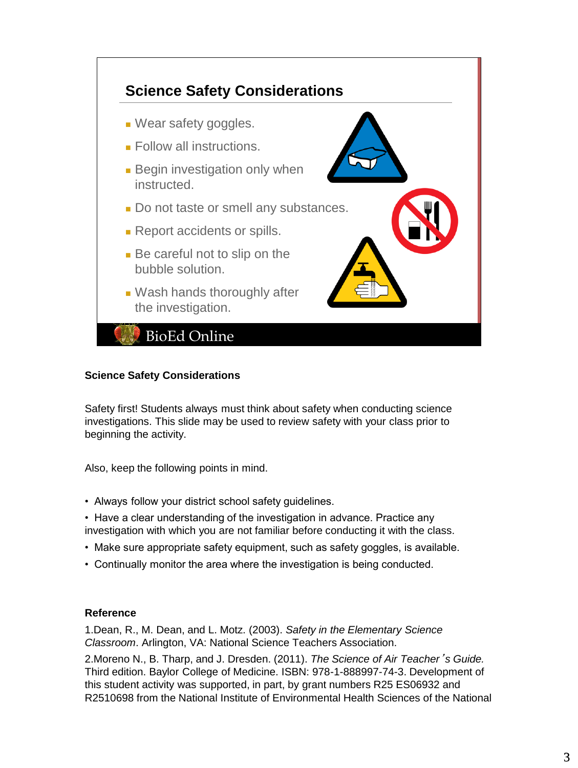## Science Safety Considerations

- Wear safety goggles.
- Follow all instructions.
- Begin investigation only when instructed.
- Do not taste or smell any substances.
- Report accidents or spills.
- Be careful not to slip on the bubble solution.
- Wash hands thoroughly after the investigation.

BioEd Online

**Science Safety Considerations**

Safety first! Students always must think about safety when conducting science investigations. This slide may be used to review safety with your class prior to beginning the activity.

Also, keep the following points in mind.

- Always follow your district school safety guidelines.
- Have a clear understanding of the investigation in advance. Practice any investigation with which you are not familiar before conducting it with the class.
- Make sure appropriate safety equipment, such as safety goggles, is available.
- Continually monitor the area where the investigation is being conducted.

**Reference**

1.Dean, R., M. Dean, and L. Motz. (2003). *Safety in the Elementary Science Classroom*. Arlington, VA: National Science Teachers Association.

2.Moreno N., B. Tharp, and J. Dresden. (2011). *The Science of Air Teacher's Guide.* Third edition. Baylor College of Medicine. ISBN: 978-1-888997-74-3. Development of this student activity was supported, in part, by grant numbers R25 ES06932 and R2510698 from the National Institute of Environmental Health Sciences of the National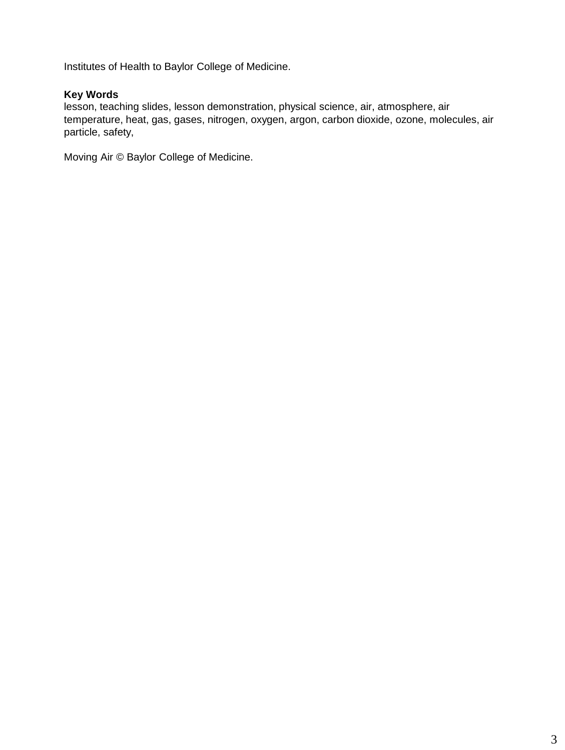Institutes of Health to Baylor College of Medicine.

**Key Words**
lesson, teaching slides, lesson demonstration, physical science, air, atmosphere, air temperature, heat, gas, gases, nitrogen, oxygen, argon, carbon dioxide, ozone, molecules, air particle, safety,

Moving Air © Baylor College of Medicine.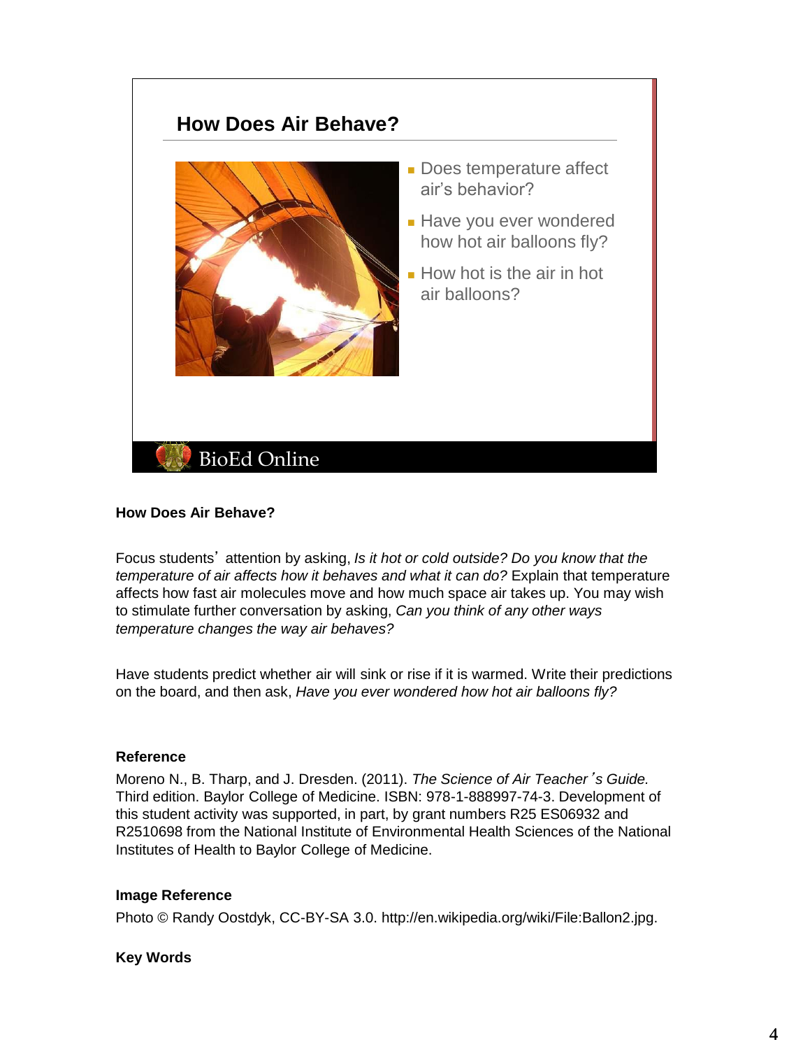## How Does Air Behave?

- Does temperature affect air's behavior?
- Have you ever wondered how hot air balloons fly?
- How hot is the air in hot air balloons?

BioEd Online

**How Does Air Behave?**

Focus students' attention by asking, *Is it hot or cold outside? Do you know that the temperature of air affects how it behaves and what it can do?* Explain that temperature affects how fast air molecules move and how much space air takes up. You may wish to stimulate further conversation by asking, *Can you think of any other ways temperature changes the way air behaves?*

Have students predict whether air will sink or rise if it is warmed. Write their predictions on the board, and then ask, *Have you ever wondered how hot air balloons fly?*

**Reference**

Moreno N., B. Tharp, and J. Dresden. (2011). *The Science of Air Teacher's Guide.* Third edition. Baylor College of Medicine. ISBN: 978-1-888997-74-3. Development of this student activity was supported, in part, by grant numbers R25 ES06932 and R2510698 from the National Institute of Environmental Health Sciences of the National Institutes of Health to Baylor College of Medicine.

**Image Reference**

Photo © Randy Oostdyk, CC-BY-SA 3.0. http://en.wikipedia.org/wiki/File:Ballon2.jpg.

**Key Words**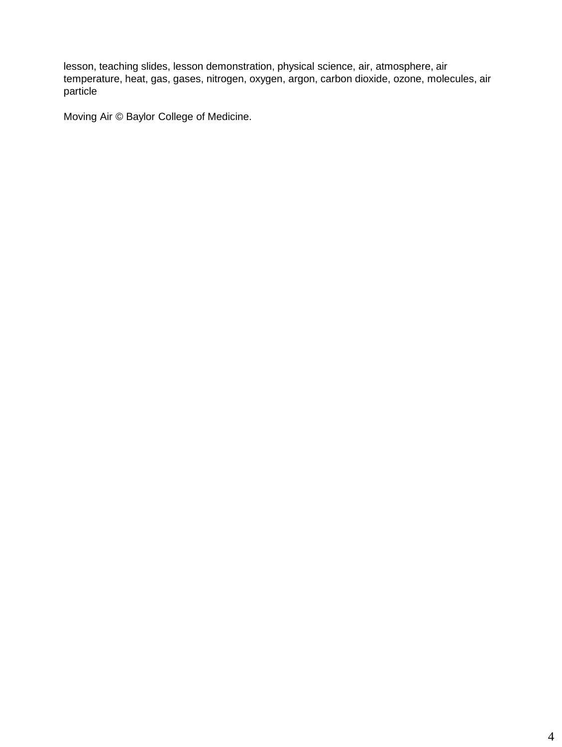lesson, teaching slides, lesson demonstration, physical science, air, atmosphere, air temperature, heat, gas, gases, nitrogen, oxygen, argon, carbon dioxide, ozone, molecules, air particle

Moving Air © Baylor College of Medicine.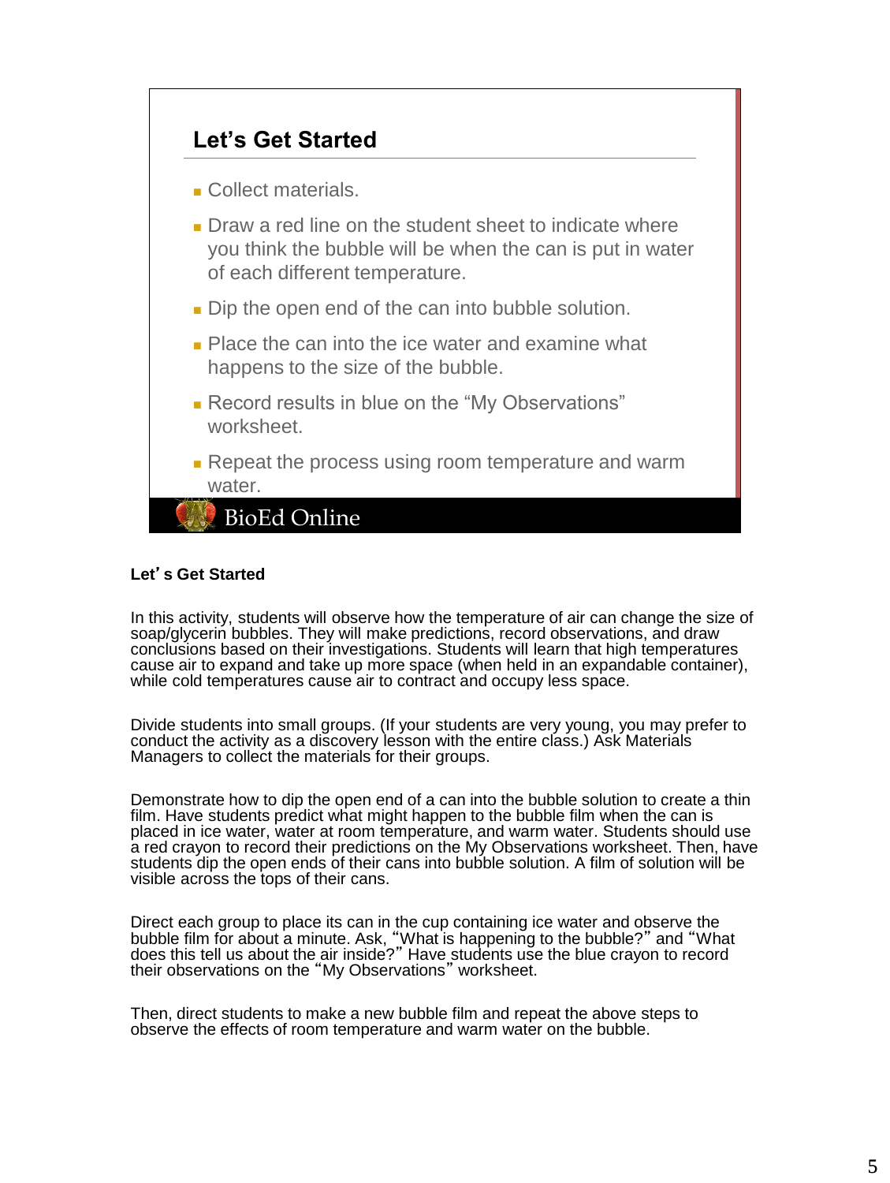## Let's Get Started

- Collect materials.
- Draw a red line on the student sheet to indicate where you think the bubble will be when the can is put in water of each different temperature.
- Dip the open end of the can into bubble solution.
- Place the can into the ice water and examine what happens to the size of the bubble.
- Record results in blue on the "My Observations" worksheet.
- Repeat the process using room temperature and warm water.

BioEd Online

**Let's Get Started**

In this activity, students will observe how the temperature of air can change the size of soap/glycerin bubbles. They will make predictions, record observations, and draw conclusions based on their investigations. Students will learn that high temperatures cause air to expand and take up more space (when held in an expandable container), while cold temperatures cause air to contract and occupy less space.

Divide students into small groups. (If your students are very young, you may prefer to conduct the activity as a discovery lesson with the entire class.) Ask Materials Managers to collect the materials for their groups.

Demonstrate how to dip the open end of a can into the bubble solution to create a thin film. Have students predict what might happen to the bubble film when the can is placed in ice water, water at room temperature, and warm water. Students should use a red crayon to record their predictions on the My Observations worksheet. Then, have students dip the open ends of their cans into bubble solution. A film of solution will be visible across the tops of their cans.

Direct each group to place its can in the cup containing ice water and observe the bubble film for about a minute. Ask, "What is happening to the bubble?" and "What does this tell us about the air inside?" Have students use the blue crayon to record their observations on the "My Observations" worksheet.

Then, direct students to make a new bubble film and repeat the above steps to observe the effects of room temperature and warm water on the bubble.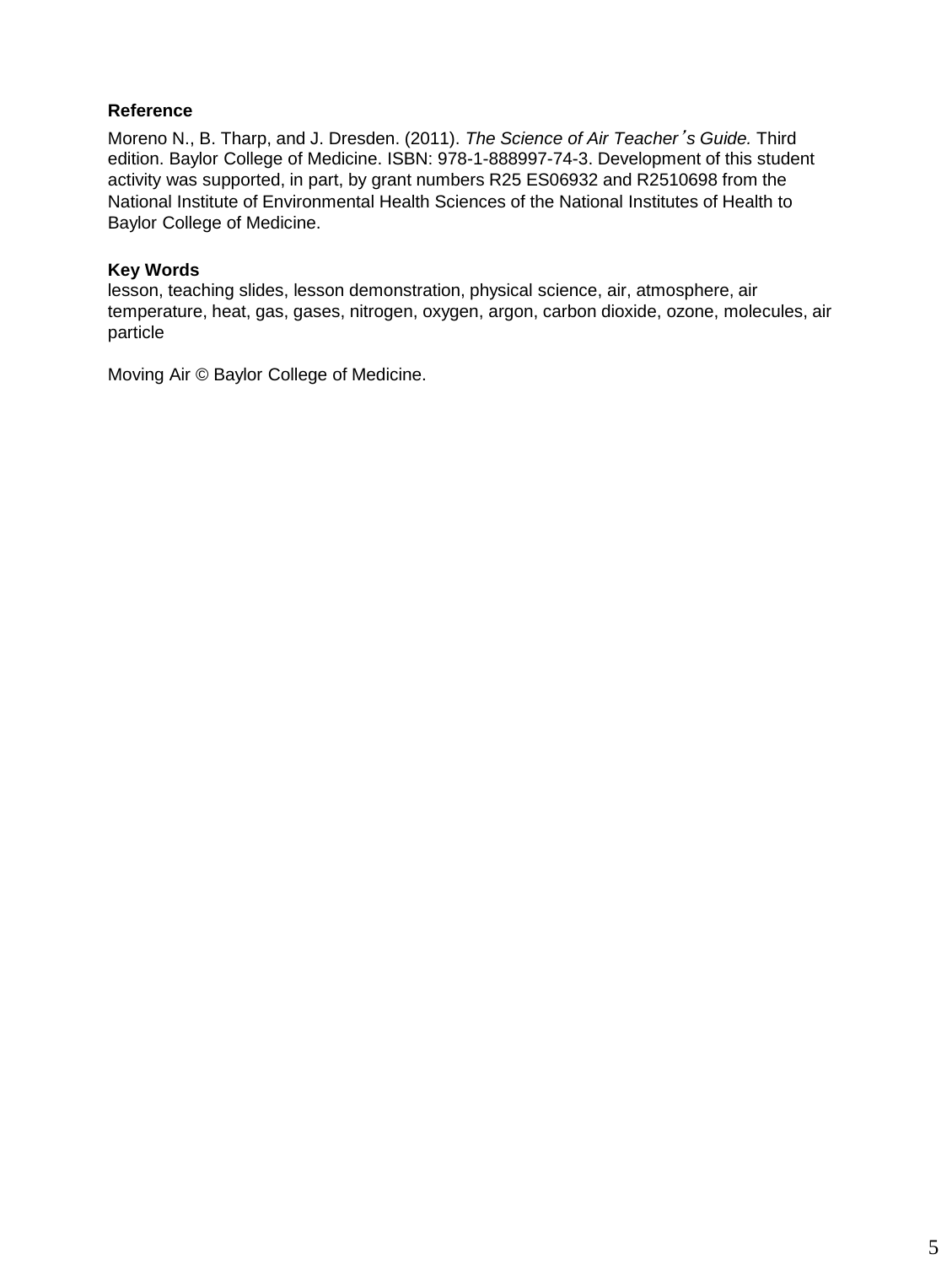**Reference**

Moreno N., B. Tharp, and J. Dresden. (2011). *The Science of Air Teacher's Guide.* Third edition. Baylor College of Medicine. ISBN: 978-1-888997-74-3. Development of this student activity was supported, in part, by grant numbers R25 ES06932 and R2510698 from the National Institute of Environmental Health Sciences of the National Institutes of Health to Baylor College of Medicine.

**Key Words**

lesson, teaching slides, lesson demonstration, physical science, air, atmosphere, air temperature, heat, gas, gases, nitrogen, oxygen, argon, carbon dioxide, ozone, molecules, air particle

Moving Air © Baylor College of Medicine.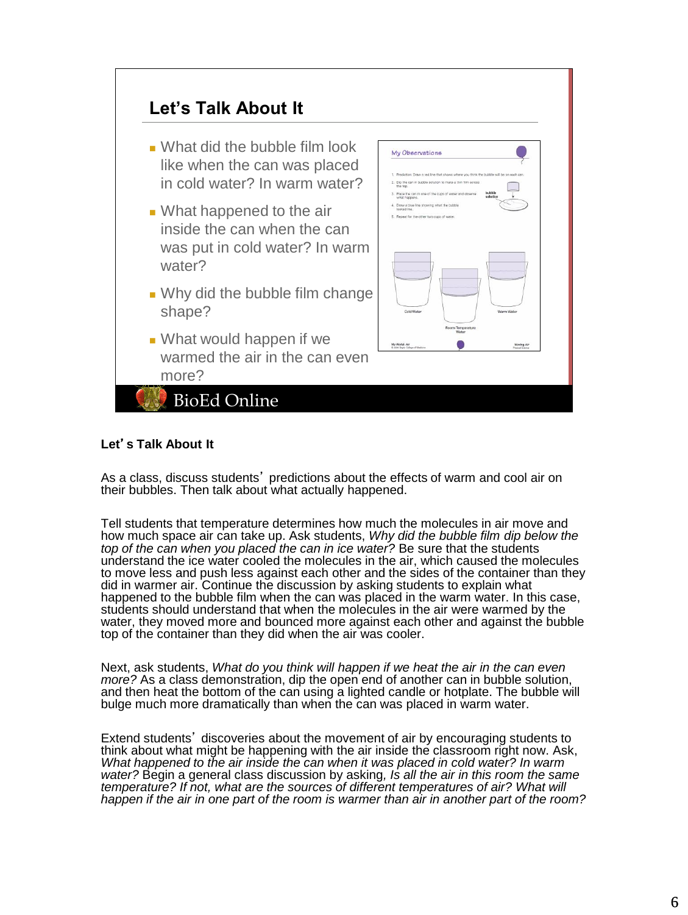## Let's Talk About It

- What did the bubble film look like when the can was placed in cold water? In warm water?
- What happened to the air inside the can when the can was put in cold water? In warm water?
- Why did the bubble film change shape?
- What would happen if we warmed the air in the can even more?

BioEd Online

**Let's Talk About It**

As a class, discuss students' predictions about the effects of warm and cool air on their bubbles. Then talk about what actually happened.

Tell students that temperature determines how much the molecules in air move and how much space air can take up. Ask students, *Why did the bubble film dip below the top of the can when you placed the can in ice water?* Be sure that the students understand the ice water cooled the molecules in the air, which caused the molecules to move less and push less against each other and the sides of the container than they did in warmer air. Continue the discussion by asking students to explain what happened to the bubble film when the can was placed in the warm water. In this case, students should understand that when the molecules in the air were warmed by the water, they moved more and bounced more against each other and against the bubble top of the container than they did when the air was cooler.

Next, ask students, *What do you think will happen if we heat the air in the can even more?* As a class demonstration, dip the open end of another can in bubble solution, and then heat the bottom of the can using a lighted candle or hotplate. The bubble will bulge much more dramatically than when the can was placed in warm water.

Extend students' discoveries about the movement of air by encouraging students to think about what might be happening with the air inside the classroom right now. Ask, *What happened to the air inside the can when it was placed in cold water? In warm water?* Begin a general class discussion by asking, *Is all the air in this room the same temperature? If not, what are the sources of different temperatures of air? What will happen if the air in one part of the room is warmer than air in another part of the room?*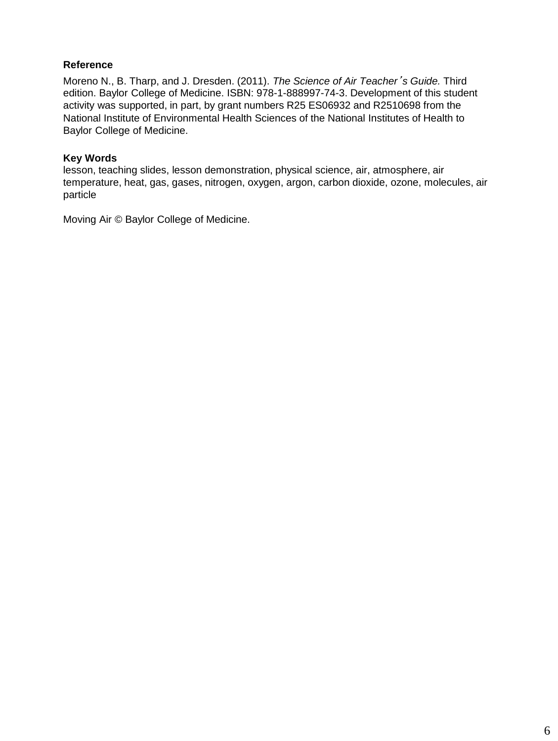**Reference**

Moreno N., B. Tharp, and J. Dresden. (2011). *The Science of Air Teacher's Guide.* Third edition. Baylor College of Medicine. ISBN: 978-1-888997-74-3. Development of this student activity was supported, in part, by grant numbers R25 ES06932 and R2510698 from the National Institute of Environmental Health Sciences of the National Institutes of Health to Baylor College of Medicine.

**Key Words**

lesson, teaching slides, lesson demonstration, physical science, air, atmosphere, air temperature, heat, gas, gases, nitrogen, oxygen, argon, carbon dioxide, ozone, molecules, air particle

Moving Air © Baylor College of Medicine.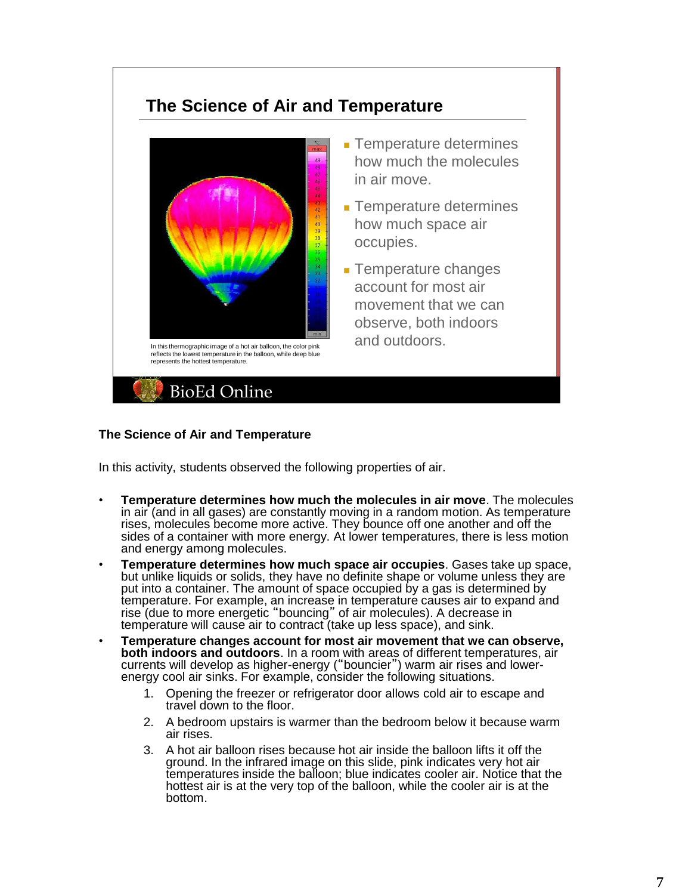## The Science of Air and Temperature

- Temperature determines how much the molecules in air move.
- Temperature determines how much space air occupies.
- Temperature changes account for most air movement that we can observe, both indoors and outdoors.

In this thermographic image of a hot air balloon, the color pink reflects the lowest temperature in the balloon, while deep blue represents the hottest temperature.

BioEd Online

**The Science of Air and Temperature**

In this activity, students observed the following properties of air.

- **Temperature determines how much the molecules in air move**. The molecules in air (and in all gases) are constantly moving in a random motion. As temperature rises, molecules become more active. They bounce off one another and off the sides of a container with more energy. At lower temperatures, there is less motion and energy among molecules.
- **Temperature determines how much space air occupies**. Gases take up space, but unlike liquids or solids, they have no definite shape or volume unless they are put into a container. The amount of space occupied by a gas is determined by temperature. For example, an increase in temperature causes air to expand and rise (due to more energetic "bouncing" of air molecules). A decrease in temperature will cause air to contract (take up less space), and sink.
- **Temperature changes account for most air movement that we can observe, both indoors and outdoors**. In a room with areas of different temperatures, air currents will develop as higher-energy ("bouncier") warm air rises and lower-energy cool air sinks. For example, consider the following situations.
    1. Opening the freezer or refrigerator door allows cold air to escape and travel down to the floor.
    2. A bedroom upstairs is warmer than the bedroom below it because warm air rises.
    3. A hot air balloon rises because hot air inside the balloon lifts it off the ground. In the infrared image on this slide, pink indicates very hot air temperatures inside the balloon; blue indicates cooler air. Notice that the hottest air is at the very top of the balloon, while the cooler air is at the bottom.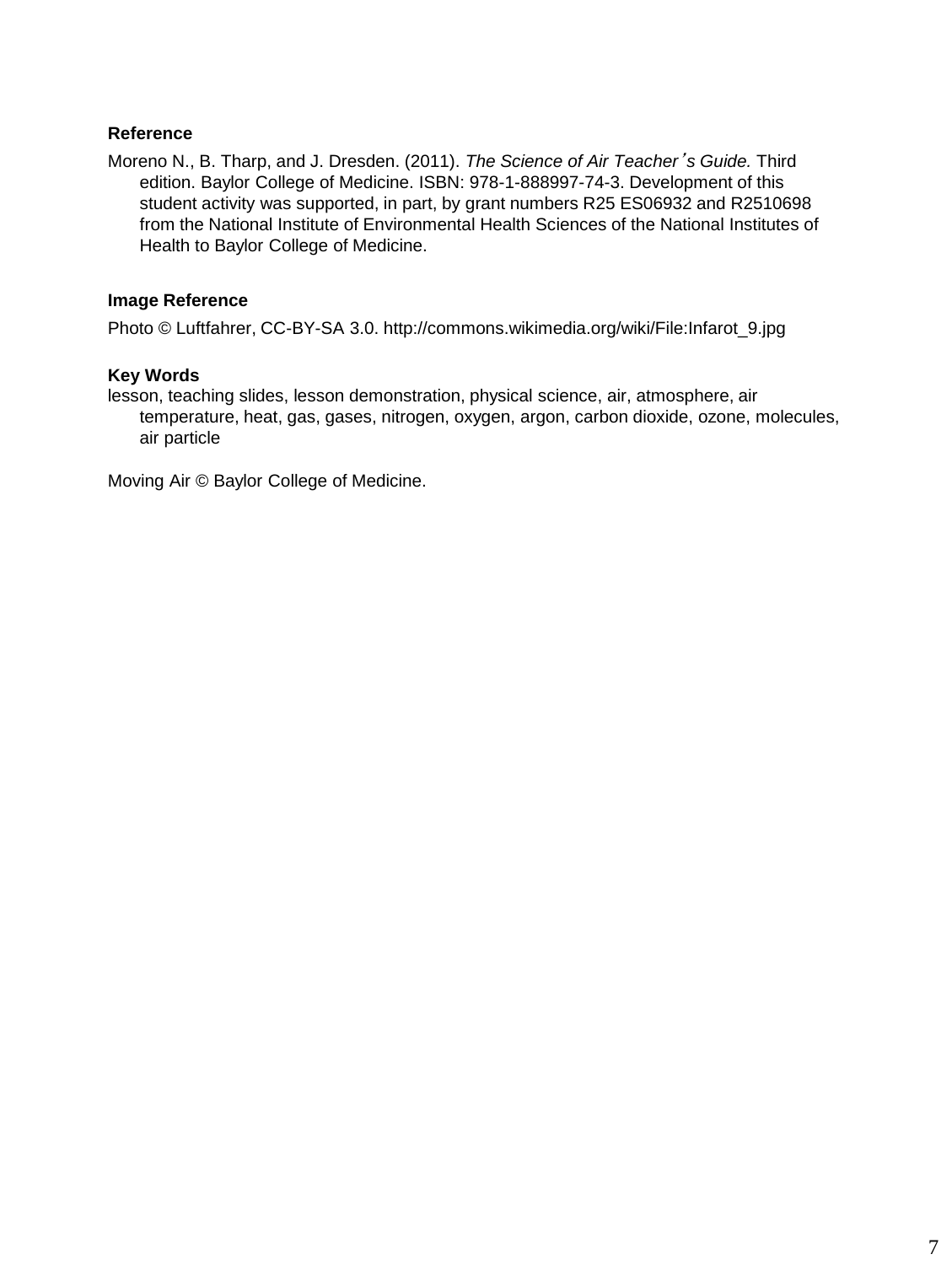### Reference

Moreno N., B. Tharp, and J. Dresden. (2011). *The Science of Air Teacher's Guide.* Third edition. Baylor College of Medicine. ISBN: 978-1-888997-74-3. Development of this student activity was supported, in part, by grant numbers R25 ES06932 and R2510698 from the National Institute of Environmental Health Sciences of the National Institutes of Health to Baylor College of Medicine.

### Image Reference

Photo © Luftfahrer, CC-BY-SA 3.0. http://commons.wikimedia.org/wiki/File:Infarot_9.jpg

### Key Words

lesson, teaching slides, lesson demonstration, physical science, air, atmosphere, air temperature, heat, gas, gases, nitrogen, oxygen, argon, carbon dioxide, ozone, molecules, air particle

Moving Air © Baylor College of Medicine.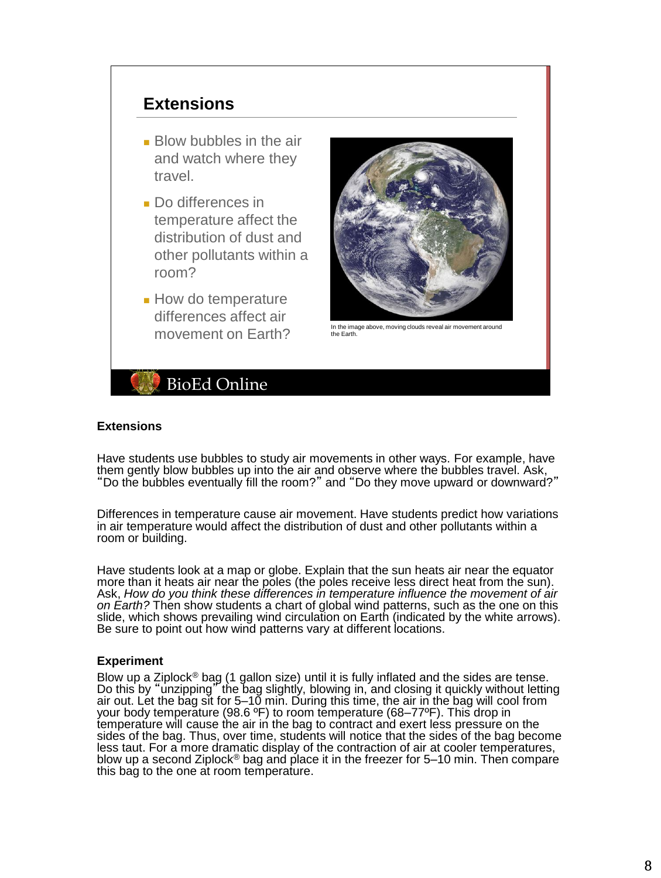## Extensions

- Blow bubbles in the air and watch where they travel.
- Do differences in temperature affect the distribution of dust and other pollutants within a room?
- How do temperature differences affect air movement on Earth?

In the image above, moving clouds reveal air movement around the Earth.

BioEd Online

### Extensions

Have students use bubbles to study air movements in other ways. For example, have them gently blow bubbles up into the air and observe where the bubbles travel. Ask, "Do the bubbles eventually fill the room?" and "Do they move upward or downward?"

Differences in temperature cause air movement. Have students predict how variations in air temperature would affect the distribution of dust and other pollutants within a room or building.

Have students look at a map or globe. Explain that the sun heats air near the equator more than it heats air near the poles (the poles receive less direct heat from the sun). Ask, *How do you think these differences in temperature influence the movement of air on Earth?* Then show students a chart of global wind patterns, such as the one on this slide, which shows prevailing wind circulation on Earth (indicated by the white arrows). Be sure to point out how wind patterns vary at different locations.

### Experiment

Blow up a Ziplock® bag (1 gallon size) until it is fully inflated and the sides are tense. Do this by "unzipping" the bag slightly, blowing in, and closing it quickly without letting air out. Let the bag sit for 5–10 min. During this time, the air in the bag will cool from your body temperature (98.6 ºF) to room temperature (68–77ºF). This drop in temperature will cause the air in the bag to contract and exert less pressure on the sides of the bag. Thus, over time, students will notice that the sides of the bag become less taut. For a more dramatic display of the contraction of air at cooler temperatures, blow up a second Ziplock® bag and place it in the freezer for 5–10 min. Then compare this bag to the one at room temperature.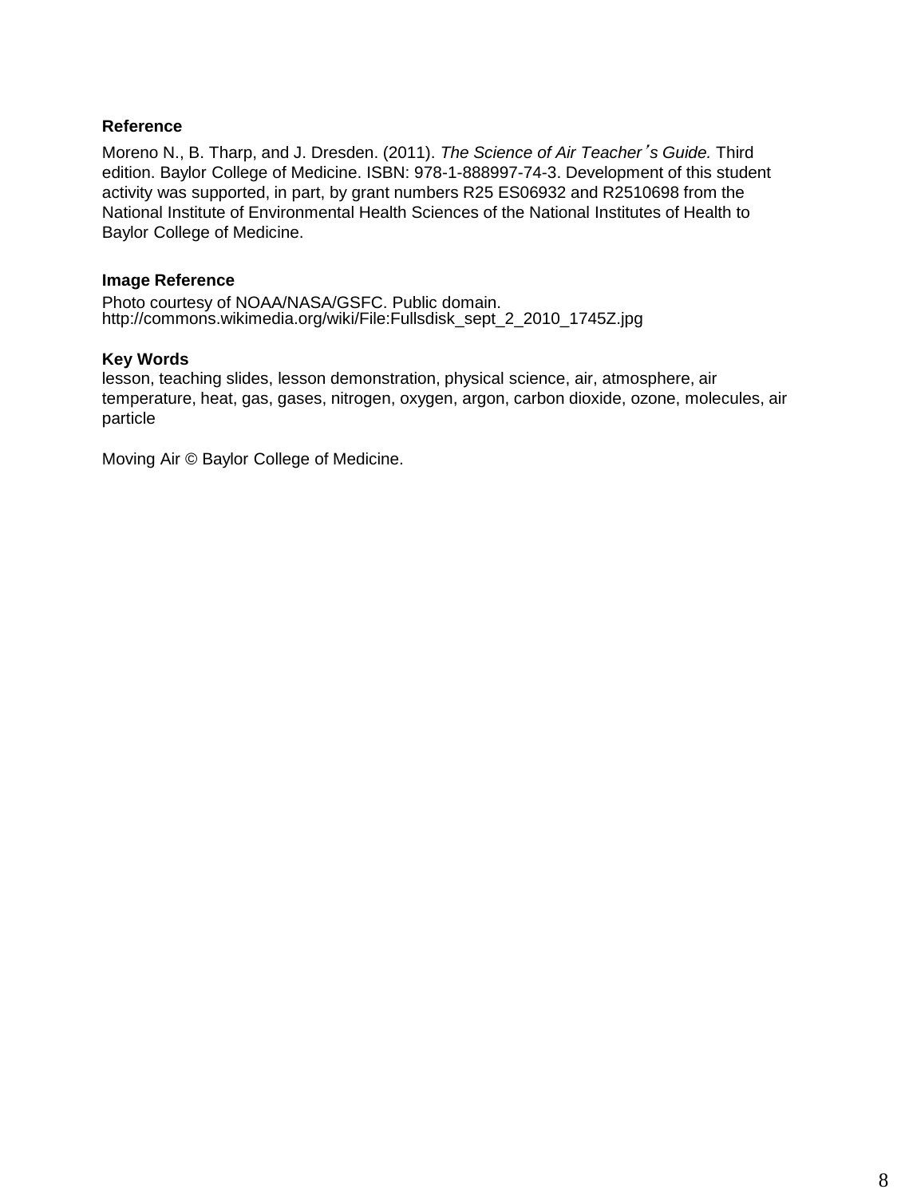**Reference**

Moreno N., B. Tharp, and J. Dresden. (2011). *The Science of Air Teacher's Guide.* Third edition. Baylor College of Medicine. ISBN: 978-1-888997-74-3. Development of this student activity was supported, in part, by grant numbers R25 ES06932 and R2510698 from the National Institute of Environmental Health Sciences of the National Institutes of Health to Baylor College of Medicine.

**Image Reference**

Photo courtesy of NOAA/NASA/GSFC. Public domain.
http://commons.wikimedia.org/wiki/File:Fullsdisk_sept_2_2010_1745Z.jpg

**Key Words**

lesson, teaching slides, lesson demonstration, physical science, air, atmosphere, air temperature, heat, gas, gases, nitrogen, oxygen, argon, carbon dioxide, ozone, molecules, air particle

Moving Air © Baylor College of Medicine.